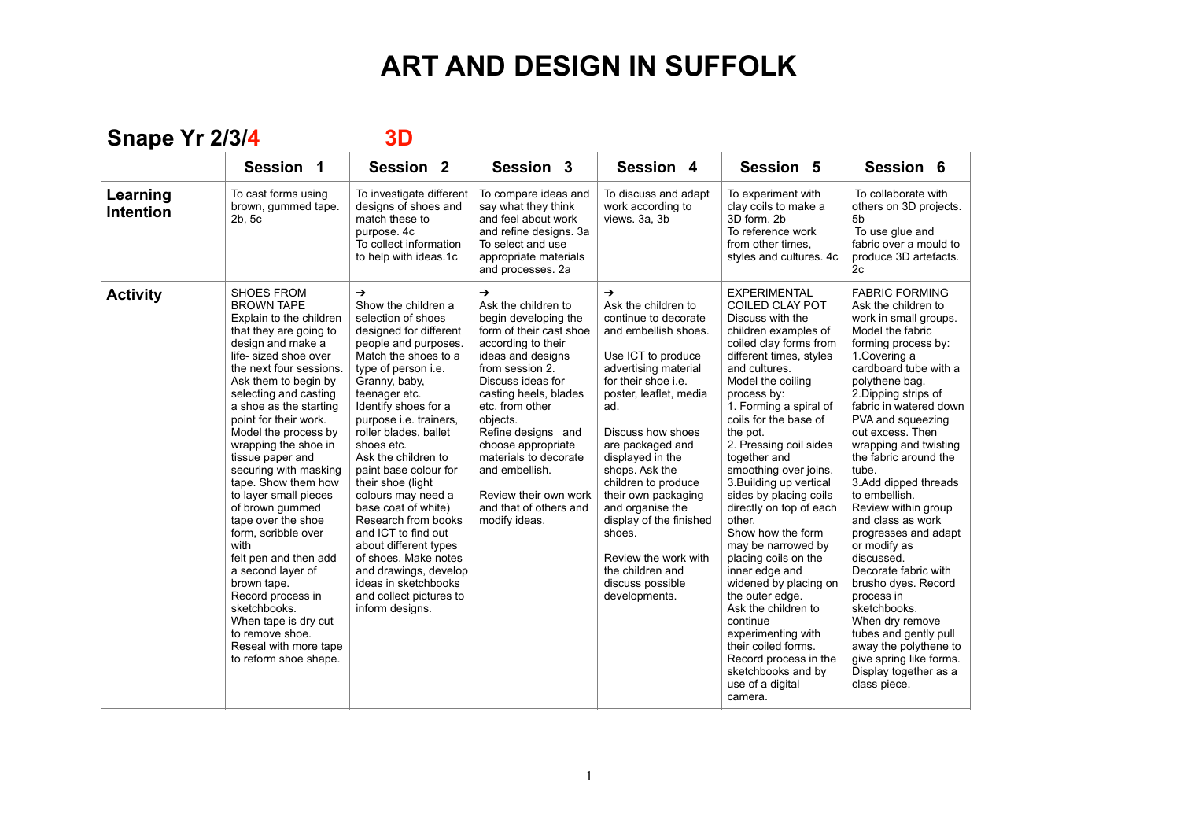# ART AND DESIGN IN SUFFOLK

## Snape Yr 2/3/4 3D

| | Session 1 | Session 2 | Session 3 | Session 4 | Session 5 | Session 6 |
|---|---|---|---|---|---|---|
| **Learning Intention** | To cast forms using brown, gummed tape. 2b, 5c | To investigate different designs of shoes and match these to purpose. 4c<br>To collect information to help with ideas.1c | To compare ideas and say what they think and feel about work and refine designs. 3a<br>To select and use appropriate materials and processes. 2a | To discuss and adapt work according to views. 3a, 3b | To experiment with clay coils to make a 3D form. 2b<br>To reference work from other times, styles and cultures. 4c | To collaborate with others on 3D projects. 5b<br>To use glue and fabric over a mould to produce 3D artefacts. 2c |
| **Activity** | SHOES FROM BROWN TAPE<br>Explain to the children that they are going to design and make a life- sized shoe over the next four sessions. Ask them to begin by selecting and casting a shoe as the starting point for their work. Model the process by wrapping the shoe in tissue paper and securing with masking tape. Show them how to layer small pieces of brown gummed tape over the shoe form, scribble over with felt pen and then add a second layer of brown tape.<br>Record process in sketchbooks.<br>When tape is dry cut to remove shoe. Reseal with more tape to reform shoe shape. | →<br>Show the children a selection of shoes designed for different people and purposes. Match the shoes to a type of person i.e. Granny, baby, teenager etc. Identify shoes for a purpose i.e. trainers, roller blades, ballet shoes etc.<br>Ask the children to paint base colour for their shoe (light colours may need a base coat of white)<br>Research from books and ICT to find out about different types of shoes. Make notes and drawings, develop ideas in sketchbooks and collect pictures to inform designs. | →<br>Ask the children to begin developing the form of their cast shoe according to their ideas and designs from session 2.<br>Discuss ideas for casting heels, blades etc. from other objects.<br>Refine designs and choose appropriate materials to decorate and embellish.<br><br>Review their own work and that of others and modify ideas. | →<br>Ask the children to continue to decorate and embellish shoes.<br><br>Use ICT to produce advertising material for their shoe i.e. poster, leaflet, media ad.<br><br>Discuss how shoes are packaged and displayed in the shops. Ask the children to produce their own packaging and organise the display of the finished shoes.<br><br>Review the work with the children and discuss possible developments. | EXPERIMENTAL COILED CLAY POT<br>Discuss with the children examples of coiled clay forms from different times, styles and cultures.<br>Model the coiling process by:<br>1. Forming a spiral of coils for the base of the pot.<br>2. Pressing coil sides together and smoothing over joins.<br>3.Building up vertical sides by placing coils directly on top of each other.<br>Show how the form may be narrowed by placing coils on the inner edge and widened by placing on the outer edge.<br>Ask the children to continue experimenting with their coiled forms.<br>Record process in the sketchbooks and by use of a digital camera. | FABRIC FORMING<br>Ask the children to work in small groups.<br>Model the fabric forming process by:<br>1.Covering a cardboard tube with a polythene bag.<br>2.Dipping strips of fabric in watered down PVA and squeezing out excess. Then wrapping and twisting the fabric around the tube.<br>3.Add dipped threads to embellish.<br>Review within group and class as work progresses and adapt or modify as discussed.<br>Decorate fabric with brusho dyes. Record process in sketchbooks.<br>When dry remove tubes and gently pull away the polythene to give spring like forms. Display together as a class piece. |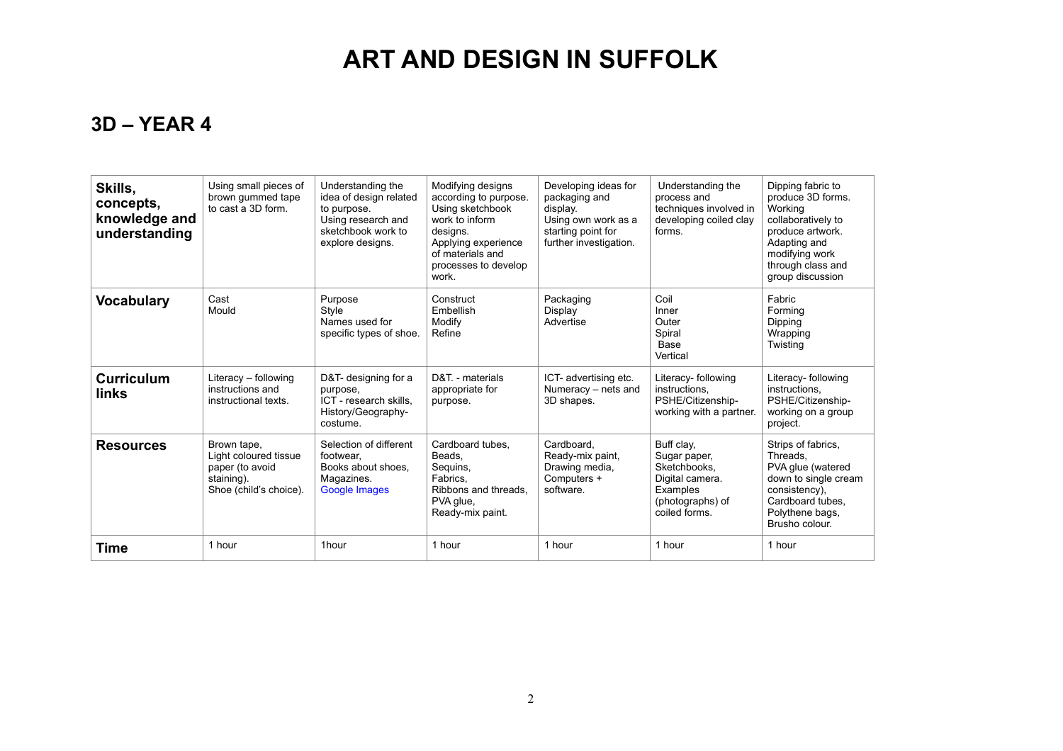# ART AND DESIGN IN SUFFOLK

## 3D – YEAR 4

| **Skills, concepts, knowledge and understanding** | Using small pieces of brown gummed tape to cast a 3D form. | Understanding the idea of design related to purpose. Using research and sketchbook work to explore designs. | Modifying designs according to purpose. Using sketchbook work to inform designs. Applying experience of materials and processes to develop work. | Developing ideas for packaging and display. Using own work as a starting point for further investigation. | Understanding the process and techniques involved in developing coiled clay forms. | Dipping fabric to produce 3D forms. Working collaboratively to produce artwork. Adapting and modifying work through class and group discussion |
|---|---|---|---|---|---|---|
| **Vocabulary** | Cast<br>Mould | Purpose<br>Style<br>Names used for specific types of shoe. | Construct<br>Embellish<br>Modify<br>Refine | Packaging<br>Display<br>Advertise | Coil<br>Inner<br>Outer<br>Spiral<br>Base<br>Vertical | Fabric<br>Forming<br>Dipping<br>Wrapping<br>Twisting |
| **Curriculum links** | Literacy – following instructions and instructional texts. | D&T- designing for a purpose,<br>ICT - research skills,<br>History/Geography- costume. | D&T. - materials appropriate for purpose. | ICT- advertising etc.<br>Numeracy – nets and 3D shapes. | Literacy- following instructions,<br>PSHE/Citizenship- working with a partner. | Literacy- following instructions,<br>PSHE/Citizenship- working on a group project. |
| **Resources** | Brown tape,<br>Light coloured tissue paper (to avoid staining).<br>Shoe (child's choice). | Selection of different footwear,<br>Books about shoes,<br>Magazines.<br>Google Images | Cardboard tubes,<br>Beads,<br>Sequins,<br>Fabrics,<br>Ribbons and threads,<br>PVA glue,<br>Ready-mix paint. | Cardboard,<br>Ready-mix paint,<br>Drawing media,<br>Computers + software. | Buff clay,<br>Sugar paper,<br>Sketchbooks,<br>Digital camera.<br>Examples (photographs) of coiled forms. | Strips of fabrics,<br>Threads,<br>PVA glue (watered down to single cream consistency),<br>Cardboard tubes,<br>Polythene bags,<br>Brusho colour. |
| **Time** | 1 hour | 1hour | 1 hour | 1 hour | 1 hour | 1 hour |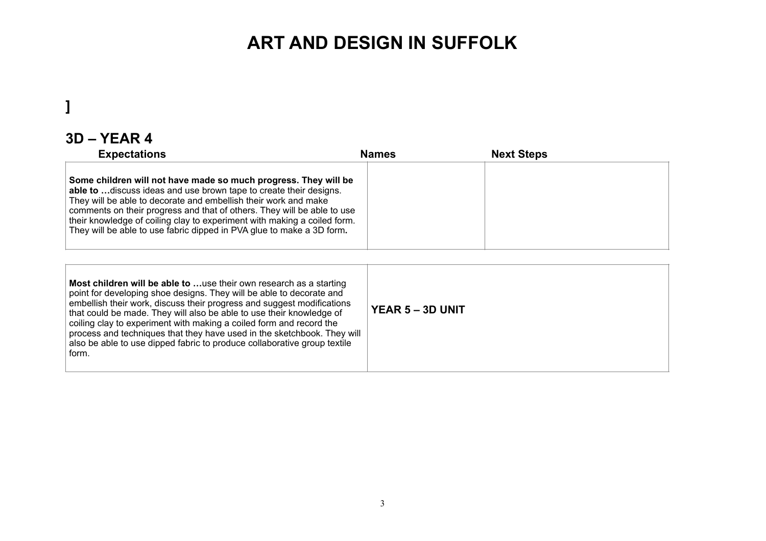# ART AND DESIGN IN SUFFOLK

]

## 3D – YEAR 4

| Expectations | Names | Next Steps |
|---|---|---|
| **Some children will not have made so much progress. They will be able to …**discuss ideas and use brown tape to create their designs. They will be able to decorate and embellish their work and make comments on their progress and that of others. They will be able to use their knowledge of coiling clay to experiment with making a coiled form. They will be able to use fabric dipped in PVA glue to make a 3D form**.** | | |
| **Most children will be able to …**use their own research as a starting point for developing shoe designs. They will be able to decorate and embellish their work, discuss their progress and suggest modifications that could be made. They will also be able to use their knowledge of coiling clay to experiment with making a coiled form and record the process and techniques that they have used in the sketchbook. They will also be able to use dipped fabric to produce collaborative group textile form. | **YEAR 5 – 3D UNIT** | |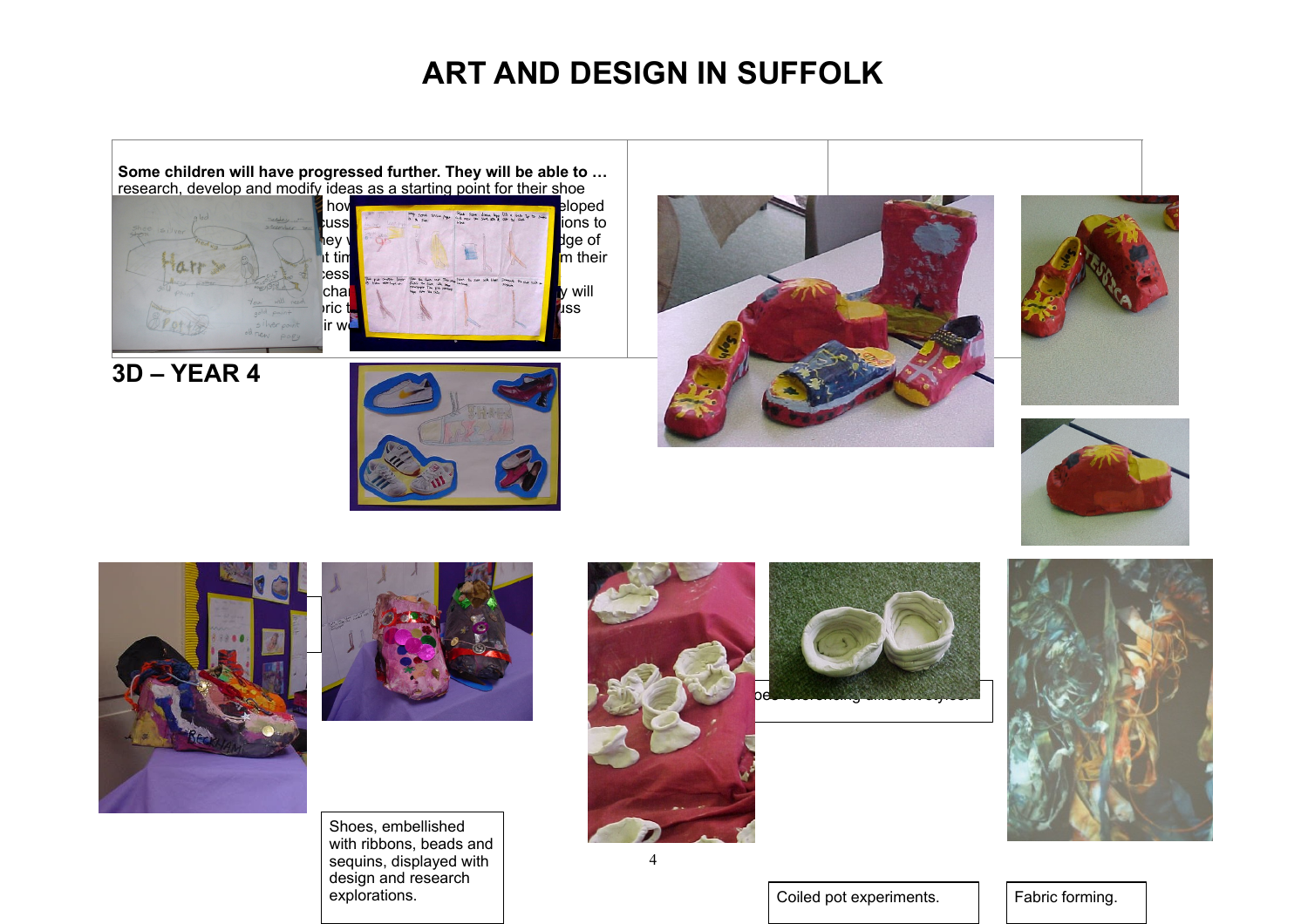# ART AND DESIGN IN SUFFOLK

**Some children will have progressed further. They will be able to …**
research, develop and modify ideas as a starting point for their shoe

## 3D – YEAR 4

Shoes, embellished with ribbons, beads and sequins, displayed with design and research explorations.

Coiled pot experiments.

Fabric forming.